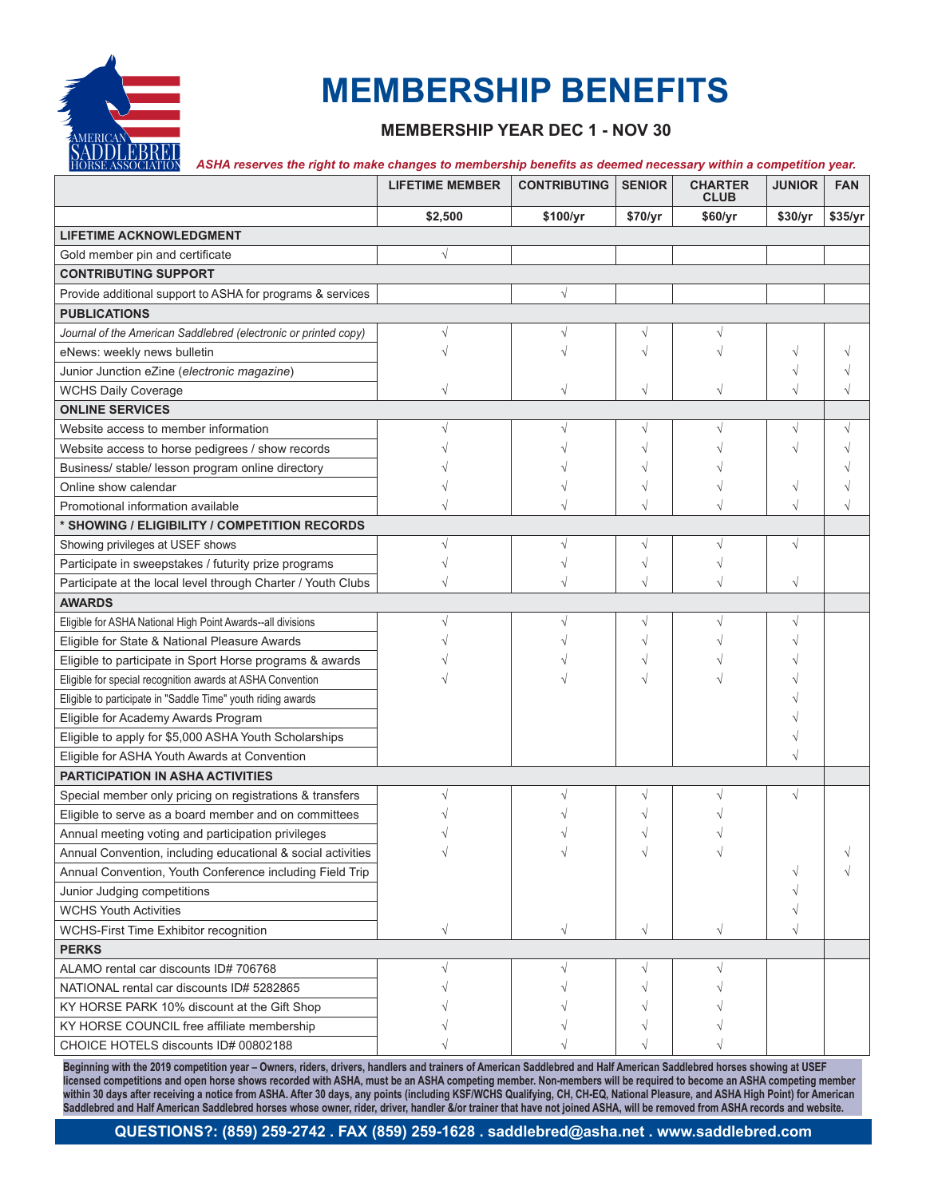# MEMBERSHIP BENEFITS

### MEMBERSHIP YEAR DEC 1 - NOV 30

*ASHA reserves the right to make changes to membership benefits as deemed necessary within a competition year.*

| | LIFETIME MEMBER | CONTRIBUTING | SENIOR | CHARTER CLUB | JUNIOR | FAN |
|---|---|---|---|---|---|---|
| | $2,500 | $100/yr | $70/yr | $60/yr | $30/yr | $35/yr |
| **LIFETIME ACKNOWLEDGMENT** | | | | | | |
| Gold member pin and certificate | √ | | | | | |
| **CONTRIBUTING SUPPORT** | | | | | | |
| Provide additional support to ASHA for programs & services | | √ | | | | |
| **PUBLICATIONS** | | | | | | |
| *Journal of the American Saddlebred (electronic or printed copy)* | √ | √ | √ | √ | | |
| eNews: weekly news bulletin | √ | √ | √ | √ | √ | √ |
| Junior Junction eZine (*electronic magazine*) | | | | | √ | √ |
| WCHS Daily Coverage | √ | √ | √ | √ | √ | √ |
| **ONLINE SERVICES** | | | | | | |
| Website access to member information | √ | √ | √ | √ | √ | √ |
| Website access to horse pedigrees / show records | √ | √ | √ | √ | √ | √ |
| Business/ stable/ lesson program online directory | √ | √ | √ | √ | | √ |
| Online show calendar | √ | √ | √ | √ | √ | √ |
| Promotional information available | √ | √ | √ | √ | √ | √ |
| **\* SHOWING / ELIGIBILITY / COMPETITION RECORDS** | | | | | | |
| Showing privileges at USEF shows | √ | √ | √ | √ | √ | |
| Participate in sweepstakes / futurity prize programs | √ | √ | √ | √ | | |
| Participate at the local level through Charter / Youth Clubs | √ | √ | √ | √ | √ | |
| **AWARDS** | | | | | | |
| Eligible for ASHA National High Point Awards--all divisions | √ | √ | √ | √ | √ | |
| Eligible for State & National Pleasure Awards | √ | √ | √ | √ | √ | |
| Eligible to participate in Sport Horse programs & awards | √ | √ | √ | √ | √ | |
| Eligible for special recognition awards at ASHA Convention | √ | √ | √ | √ | √ | |
| Eligible to participate in "Saddle Time" youth riding awards | | | | | √ | |
| Eligible for Academy Awards Program | | | | | √ | |
| Eligible to apply for $5,000 ASHA Youth Scholarships | | | | | √ | |
| Eligible for ASHA Youth Awards at Convention | | | | | √ | |
| **PARTICIPATION IN ASHA ACTIVITIES** | | | | | | |
| Special member only pricing on registrations & transfers | √ | √ | √ | √ | √ | |
| Eligible to serve as a board member and on committees | √ | √ | √ | √ | | |
| Annual meeting voting and participation privileges | √ | √ | √ | √ | | |
| Annual Convention, including educational & social activities | √ | √ | √ | √ | | √ |
| Annual Convention, Youth Conference including Field Trip | | | | | √ | √ |
| Junior Judging competitions | | | | | √ | |
| WCHS Youth Activities | | | | | √ | |
| WCHS-First Time Exhibitor recognition | √ | √ | √ | √ | √ | |
| **PERKS** | | | | | | |
| ALAMO rental car discounts ID# 706768 | √ | √ | √ | √ | | |
| NATIONAL rental car discounts ID# 5282865 | √ | √ | √ | √ | | |
| KY HORSE PARK 10% discount at the Gift Shop | √ | √ | √ | √ | | |
| KY HORSE COUNCIL free affiliate membership | √ | √ | √ | √ | | |
| CHOICE HOTELS discounts ID# 00802188 | √ | √ | √ | √ | | |

**Beginning with the 2019 competition year – Owners, riders, drivers, handlers and trainers of American Saddlebred and Half American Saddlebred horses showing at USEF licensed competitions and open horse shows recorded with ASHA, must be an ASHA competing member. Non-members will be required to become an ASHA competing member within 30 days after receiving a notice from ASHA. After 30 days, any points (including KSF/WCHS Qualifying, CH, CH-EQ, National Pleasure, and ASHA High Point) for American Saddlebred and Half American Saddlebred horses whose owner, rider, driver, handler &/or trainer that have not joined ASHA, will be removed from ASHA records and website.**

**QUESTIONS?: (859) 259-2742 . FAX (859) 259-1628 . saddlebred@asha.net . www.saddlebred.com**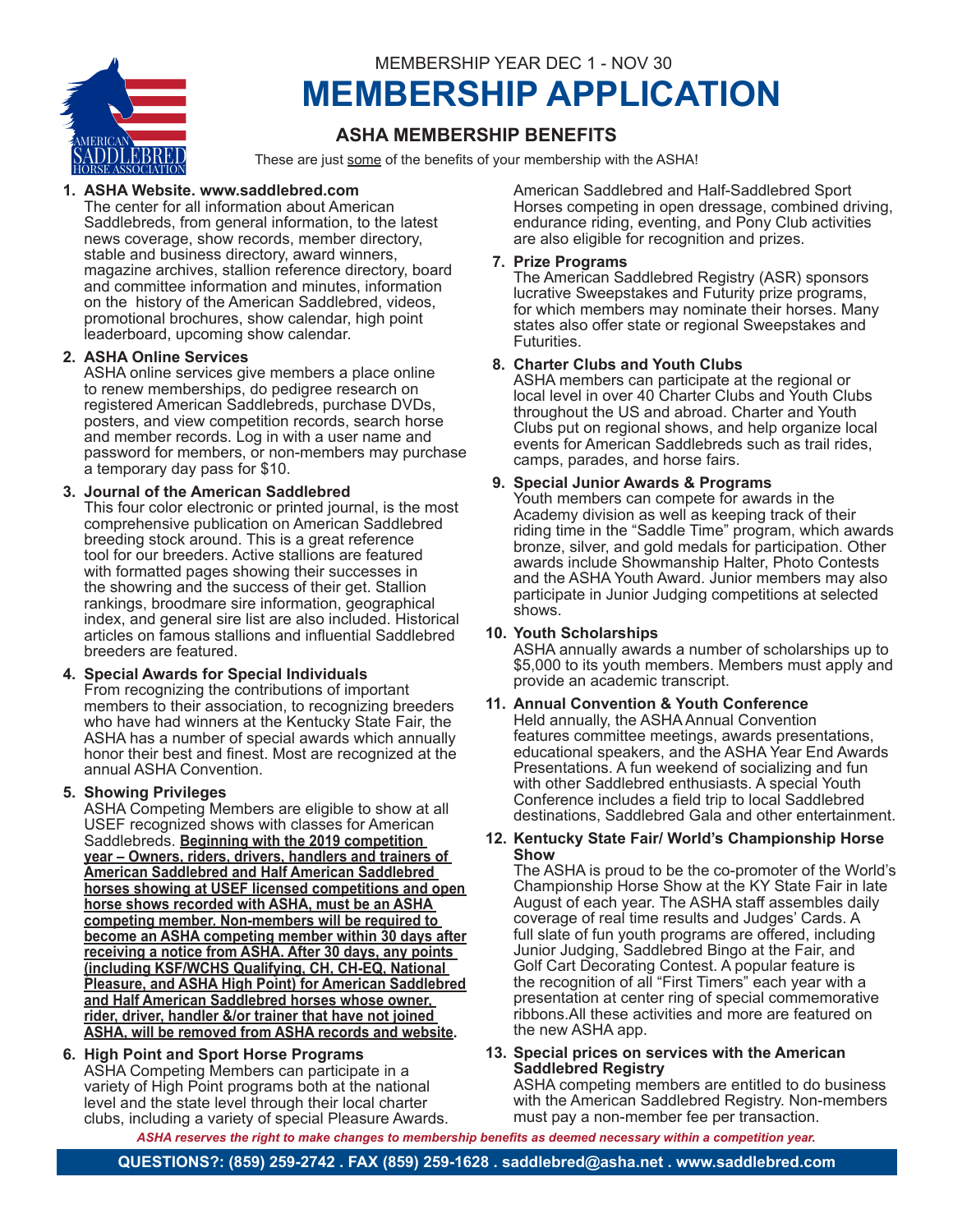MEMBERSHIP YEAR DEC 1 - NOV 30

# MEMBERSHIP APPLICATION

## ASHA MEMBERSHIP BENEFITS

These are just <u>some</u> of the benefits of your membership with the ASHA!

1. **ASHA Website. www.saddlebred.com**
   The center for all information about American Saddlebreds, from general information, to the latest news coverage, show records, member directory, stable and business directory, award winners, magazine archives, stallion reference directory, board and committee information and minutes, information on the history of the American Saddlebred, videos, promotional brochures, show calendar, high point leaderboard, upcoming show calendar.

2. **ASHA Online Services**
   ASHA online services give members a place online to renew memberships, do pedigree research on registered American Saddlebreds, purchase DVDs, posters, and view competition records, search horse and member records. Log in with a user name and password for members, or non-members may purchase a temporary day pass for $10.

3. **Journal of the American Saddlebred**
   This four color electronic or printed journal, is the most comprehensive publication on American Saddlebred breeding stock around. This is a great reference tool for our breeders. Active stallions are featured with formatted pages showing their successes in the showring and the success of their get. Stallion rankings, broodmare sire information, geographical index, and general sire list are also included. Historical articles on famous stallions and influential Saddlebred breeders are featured.

4. **Special Awards for Special Individuals**
   From recognizing the contributions of important members to their association, to recognizing breeders who have had winners at the Kentucky State Fair, the ASHA has a number of special awards which annually honor their best and finest. Most are recognized at the annual ASHA Convention.

5. **Showing Privileges**
   ASHA Competing Members are eligible to show at all USEF recognized shows with classes for American Saddlebreds. **<u>Beginning with the 2019 competition year – Owners, riders, drivers, handlers and trainers of American Saddlebred and Half American Saddlebred horses showing at USEF licensed competitions and open horse shows recorded with ASHA, must be an ASHA competing member. Non-members will be required to become an ASHA competing member within 30 days after receiving a notice from ASHA. After 30 days, any points (including KSF/WCHS Qualifying, CH, CH-EQ, National Pleasure, and ASHA High Point) for American Saddlebred and Half American Saddlebred horses whose owner, rider, driver, handler &/or trainer that have not joined ASHA, will be removed from ASHA records and website</u>.**

6. **High Point and Sport Horse Programs**
   ASHA Competing Members can participate in a variety of High Point programs both at the national level and the state level through their local charter clubs, including a variety of special Pleasure Awards. American Saddlebred and Half-Saddlebred Sport Horses competing in open dressage, combined driving, endurance riding, eventing, and Pony Club activities are also eligible for recognition and prizes.

7. **Prize Programs**
   The American Saddlebred Registry (ASR) sponsors lucrative Sweepstakes and Futurity prize programs, for which members may nominate their horses. Many states also offer state or regional Sweepstakes and Futurities.

8. **Charter Clubs and Youth Clubs**
   ASHA members can participate at the regional or local level in over 40 Charter Clubs and Youth Clubs throughout the US and abroad. Charter and Youth Clubs put on regional shows, and help organize local events for American Saddlebreds such as trail rides, camps, parades, and horse fairs.

9. **Special Junior Awards & Programs**
   Youth members can compete for awards in the Academy division as well as keeping track of their riding time in the "Saddle Time" program, which awards bronze, silver, and gold medals for participation. Other awards include Showmanship Halter, Photo Contests and the ASHA Youth Award. Junior members may also participate in Junior Judging competitions at selected shows.

10. **Youth Scholarships**
    ASHA annually awards a number of scholarships up to $5,000 to its youth members. Members must apply and provide an academic transcript.

11. **Annual Convention & Youth Conference**
    Held annually, the ASHA Annual Convention features committee meetings, awards presentations, educational speakers, and the ASHA Year End Awards Presentations. A fun weekend of socializing and fun with other Saddlebred enthusiasts. A special Youth Conference includes a field trip to local Saddlebred destinations, Saddlebred Gala and other entertainment.

12. **Kentucky State Fair/ World's Championship Horse Show**
    The ASHA is proud to be the co-promoter of the World's Championship Horse Show at the KY State Fair in late August of each year. The ASHA staff assembles daily coverage of real time results and Judges' Cards. A full slate of fun youth programs are offered, including Junior Judging, Saddlebred Bingo at the Fair, and Golf Cart Decorating Contest. A popular feature is the recognition of all "First Timers" each year with a presentation at center ring of special commemorative ribbons.All these activities and more are featured on the new ASHA app.

13. **Special prices on services with the American Saddlebred Registry**
    ASHA competing members are entitled to do business with the American Saddlebred Registry. Non-members must pay a non-member fee per transaction.

***ASHA reserves the right to make changes to membership benefits as deemed necessary within a competition year.***

**QUESTIONS?: (859) 259-2742 . FAX (859) 259-1628 . saddlebred@asha.net . www.saddlebred.com**